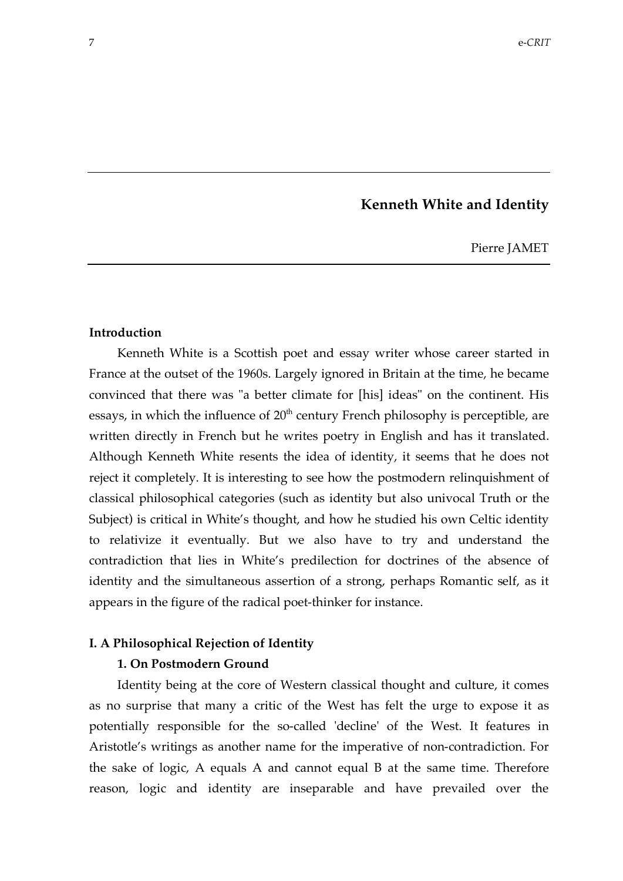# Kenneth White and Identity

Pierre JAMET

## Introduction

Kenneth White is a Scottish poet and essay writer whose career started in France at the outset of the 1960s. Largely ignored in Britain at the time, he became convinced that there was "a better climate for [his] ideas" on the continent. His essays, in which the influence of 20th century French philosophy is perceptible, are written directly in French but he writes poetry in English and has it translated. Although Kenneth White resents the idea of identity, it seems that he does not reject it completely. It is interesting to see how the postmodern relinquishment of classical philosophical categories (such as identity but also univocal Truth or the Subject) is critical in White's thought, and how he studied his own Celtic identity to relativize it eventually. But we also have to try and understand the contradiction that lies in White's predilection for doctrines of the absence of identity and the simultaneous assertion of a strong, perhaps Romantic self, as it appears in the figure of the radical poet-thinker for instance.

## I. A Philosophical Rejection of Identity

### 1. On Postmodern Ground

Identity being at the core of Western classical thought and culture, it comes as no surprise that many a critic of the West has felt the urge to expose it as potentially responsible for the so-called 'decline' of the West. It features in Aristotle's writings as another name for the imperative of non-contradiction. For the sake of logic, A equals A and cannot equal B at the same time. Therefore reason, logic and identity are inseparable and have prevailed over the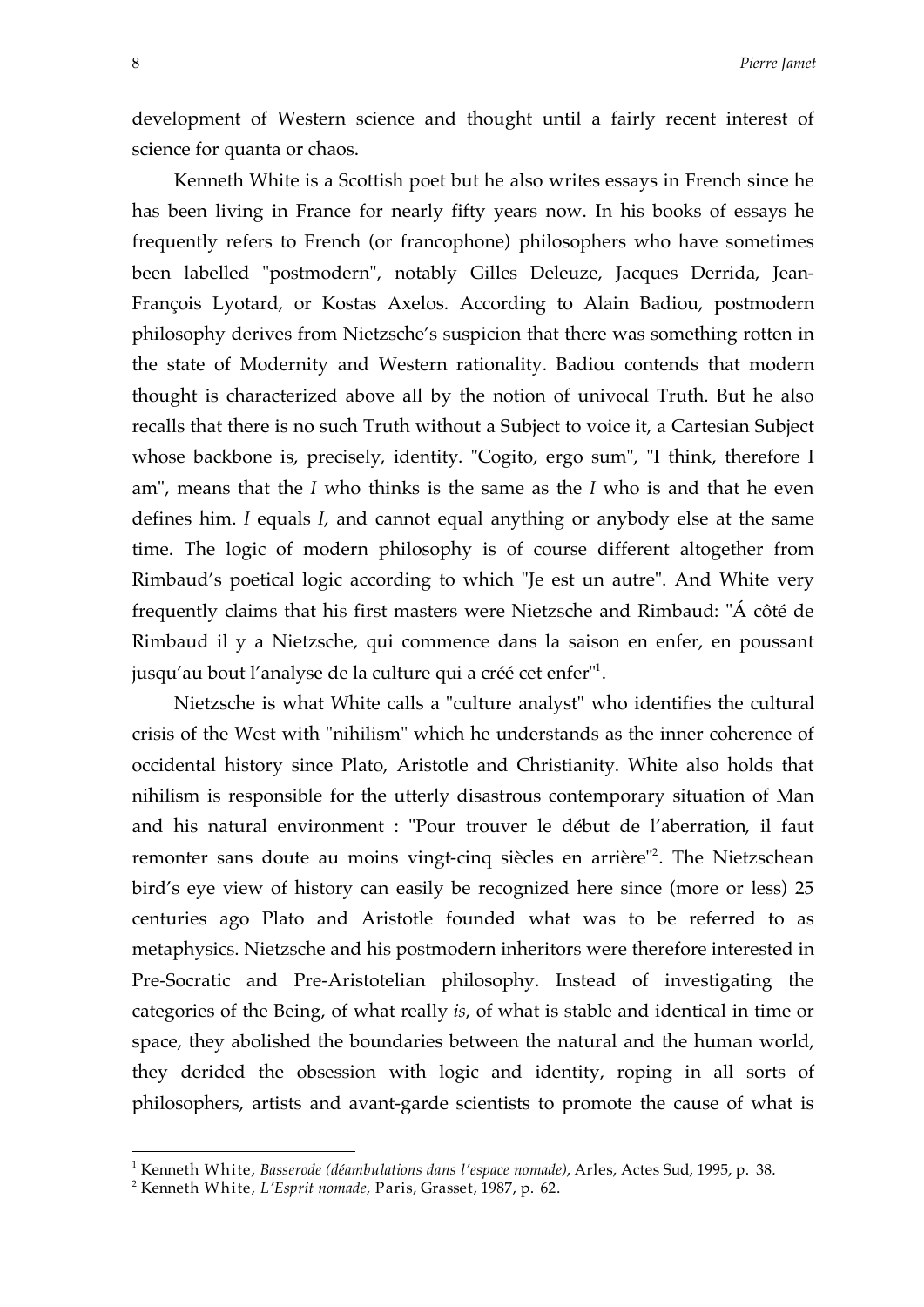development of Western science and thought until a fairly recent interest of science for quanta or chaos.

Kenneth White is a Scottish poet but he also writes essays in French since he has been living in France for nearly fifty years now. In his books of essays he frequently refers to French (or francophone) philosophers who have sometimes been labelled "postmodern", notably Gilles Deleuze, Jacques Derrida, Jean-François Lyotard, or Kostas Axelos. According to Alain Badiou, postmodern philosophy derives from Nietzsche's suspicion that there was something rotten in the state of Modernity and Western rationality. Badiou contends that modern thought is characterized above all by the notion of univocal Truth. But he also recalls that there is no such Truth without a Subject to voice it, a Cartesian Subject whose backbone is, precisely, identity. "Cogito, ergo sum", "I think, therefore I am", means that the *I* who thinks is the same as the *I* who is and that he even defines him. *I* equals *I*, and cannot equal anything or anybody else at the same time. The logic of modern philosophy is of course different altogether from Rimbaud's poetical logic according to which "Je est un autre". And White very frequently claims that his first masters were Nietzsche and Rimbaud: "Á côté de Rimbaud il y a Nietzsche, qui commence dans la saison en enfer, en poussant jusqu'au bout l'analyse de la culture qui a créé cet enfer"[1].

Nietzsche is what White calls a "culture analyst" who identifies the cultural crisis of the West with "nihilism" which he understands as the inner coherence of occidental history since Plato, Aristotle and Christianity. White also holds that nihilism is responsible for the utterly disastrous contemporary situation of Man and his natural environment : "Pour trouver le début de l'aberration, il faut remonter sans doute au moins vingt-cinq siècles en arrière"[2]. The Nietzschean bird's eye view of history can easily be recognized here since (more or less) 25 centuries ago Plato and Aristotle founded what was to be referred to as metaphysics. Nietzsche and his postmodern inheritors were therefore interested in Pre-Socratic and Pre-Aristotelian philosophy. Instead of investigating the categories of the Being, of what really *is*, of what is stable and identical in time or space, they abolished the boundaries between the natural and the human world, they derided the obsession with logic and identity, roping in all sorts of philosophers, artists and avant-garde scientists to promote the cause of what is

[1] Kenneth White, *Basserode (déambulations dans l'espace nomade)*, Arles, Actes Sud, 1995, p. 38.

[2] Kenneth White, *L'Esprit nomade,* Paris, Grasset, 1987, p. 62.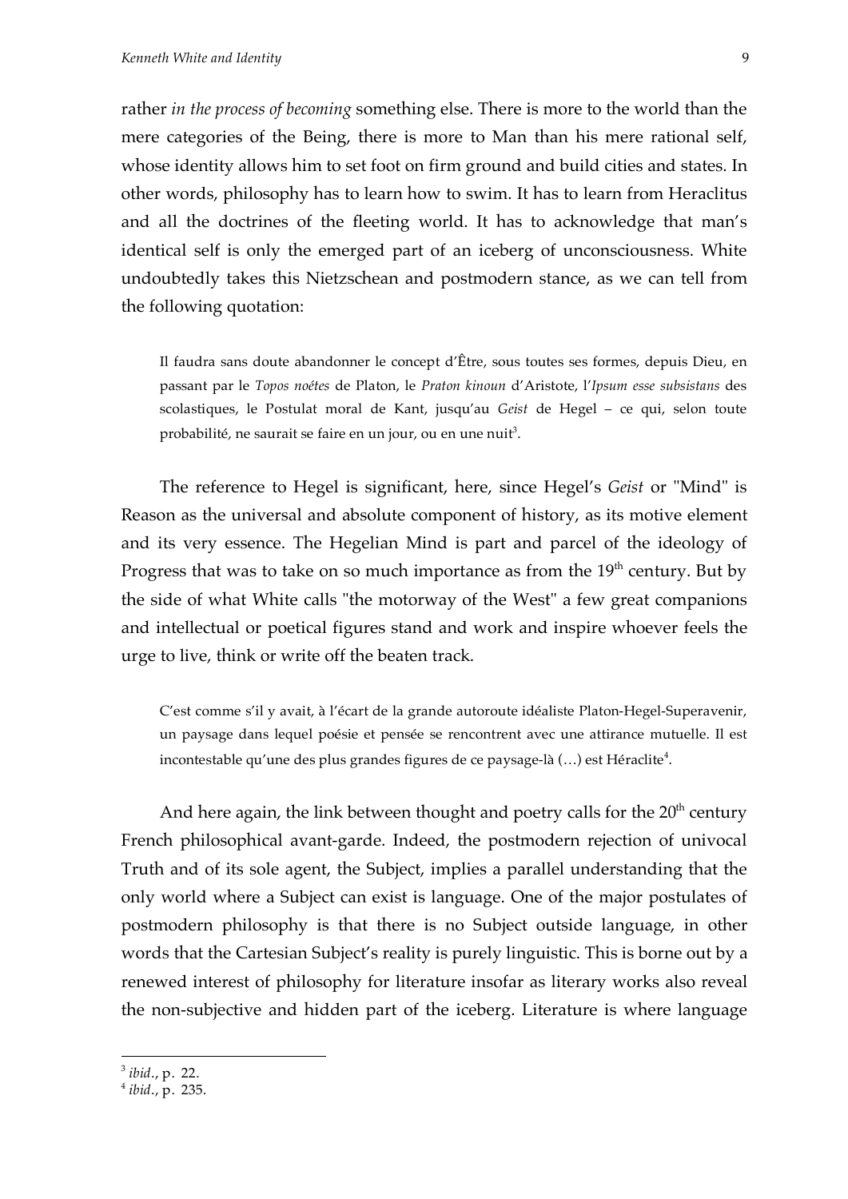rather *in the process of becoming* something else. There is more to the world than the mere categories of the Being, there is more to Man than his mere rational self, whose identity allows him to set foot on firm ground and build cities and states. In other words, philosophy has to learn how to swim. It has to learn from Heraclitus and all the doctrines of the fleeting world. It has to acknowledge that man's identical self is only the emerged part of an iceberg of unconsciousness. White undoubtedly takes this Nietzschean and postmodern stance, as we can tell from the following quotation:

> Il faudra sans doute abandonner le concept d'Être, sous toutes ses formes, depuis Dieu, en passant par le *Topos noétes* de Platon, le *Praton kinoun* d'Aristote, l'*Ipsum esse subsistans* des scolastiques, le Postulat moral de Kant, jusqu'au *Geist* de Hegel – ce qui, selon toute probabilité, ne saurait se faire en un jour, ou en une nuit[3].

The reference to Hegel is significant, here, since Hegel's *Geist* or "Mind" is Reason as the universal and absolute component of history, as its motive element and its very essence. The Hegelian Mind is part and parcel of the ideology of Progress that was to take on so much importance as from the 19th century. But by the side of what White calls "the motorway of the West" a few great companions and intellectual or poetical figures stand and work and inspire whoever feels the urge to live, think or write off the beaten track.

> C'est comme s'il y avait, à l'écart de la grande autoroute idéaliste Platon-Hegel-Superavenir, un paysage dans lequel poésie et pensée se rencontrent avec une attirance mutuelle. Il est incontestable qu'une des plus grandes figures de ce paysage-là (…) est Héraclite[4].

And here again, the link between thought and poetry calls for the 20th century French philosophical avant-garde. Indeed, the postmodern rejection of univocal Truth and of its sole agent, the Subject, implies a parallel understanding that the only world where a Subject can exist is language. One of the major postulates of postmodern philosophy is that there is no Subject outside language, in other words that the Cartesian Subject's reality is purely linguistic. This is borne out by a renewed interest of philosophy for literature insofar as literary works also reveal the non-subjective and hidden part of the iceberg. Literature is where language

---

[3] *ibid.*, p. 22.
[4] *ibid.*, p. 235.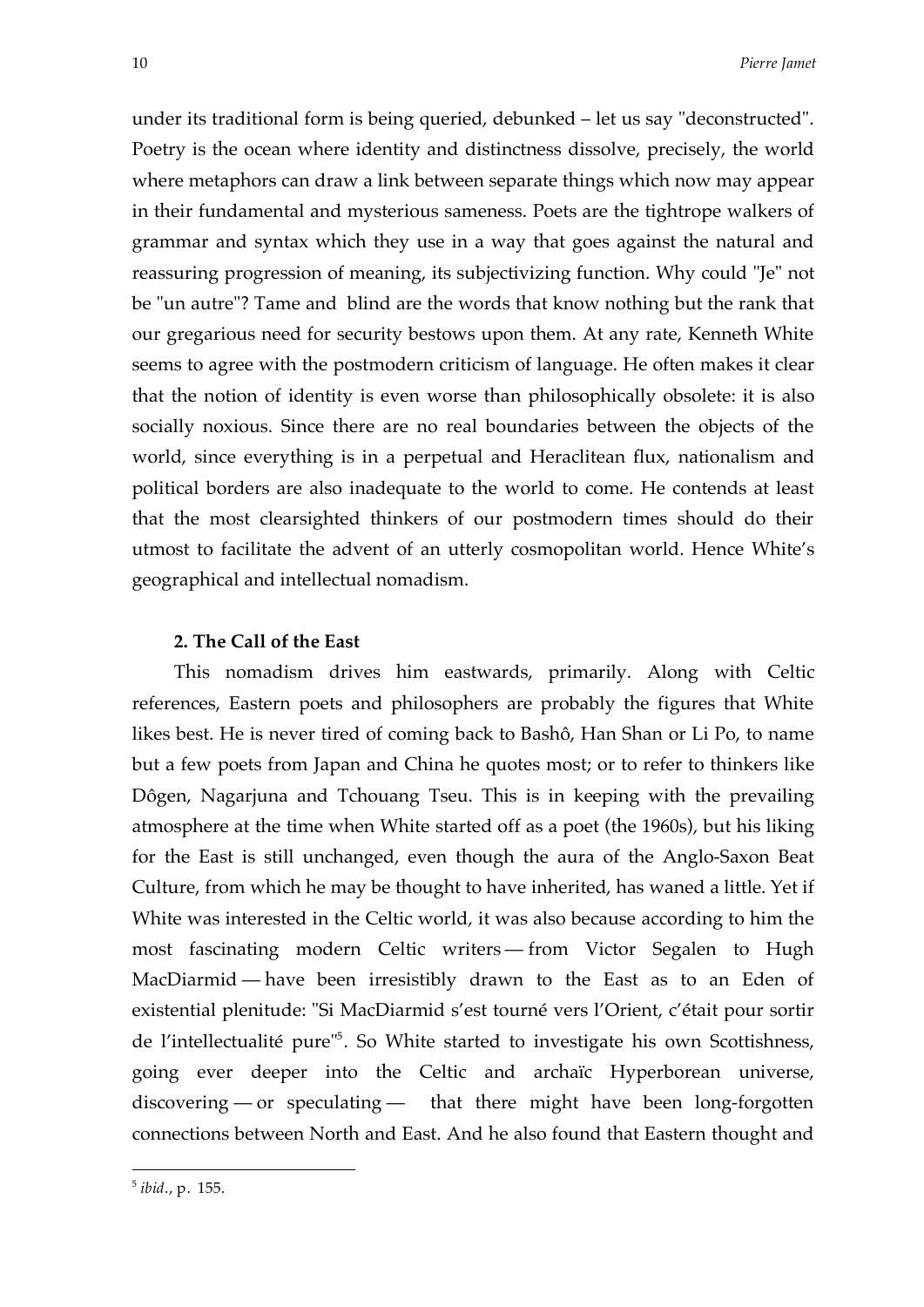under its traditional form is being queried, debunked – let us say "deconstructed". Poetry is the ocean where identity and distinctness dissolve, precisely, the world where metaphors can draw a link between separate things which now may appear in their fundamental and mysterious sameness. Poets are the tightrope walkers of grammar and syntax which they use in a way that goes against the natural and reassuring progression of meaning, its subjectivizing function. Why could "Je" not be "un autre"? Tame and blind are the words that know nothing but the rank that our gregarious need for security bestows upon them. At any rate, Kenneth White seems to agree with the postmodern criticism of language. He often makes it clear that the notion of identity is even worse than philosophically obsolete: it is also socially noxious. Since there are no real boundaries between the objects of the world, since everything is in a perpetual and Heraclitean flux, nationalism and political borders are also inadequate to the world to come. He contends at least that the most clearsighted thinkers of our postmodern times should do their utmost to facilitate the advent of an utterly cosmopolitan world. Hence White's geographical and intellectual nomadism.

**2. The Call of the East**

This nomadism drives him eastwards, primarily. Along with Celtic references, Eastern poets and philosophers are probably the figures that White likes best. He is never tired of coming back to Bashô, Han Shan or Li Po, to name but a few poets from Japan and China he quotes most; or to refer to thinkers like Dôgen, Nagarjuna and Tchouang Tseu. This is in keeping with the prevailing atmosphere at the time when White started off as a poet (the 1960s), but his liking for the East is still unchanged, even though the aura of the Anglo-Saxon Beat Culture, from which he may be thought to have inherited, has waned a little. Yet if White was interested in the Celtic world, it was also because according to him the most fascinating modern Celtic writers — from Victor Segalen to Hugh MacDiarmid — have been irresistibly drawn to the East as to an Eden of existential plenitude: "Si MacDiarmid s'est tourné vers l'Orient, c'était pour sortir de l'intellectualité pure"[5]. So White started to investigate his own Scottishness, going ever deeper into the Celtic and archaïc Hyperborean universe, discovering — or speculating — that there might have been long-forgotten connections between North and East. And he also found that Eastern thought and

[5] *ibid.*, p. 155.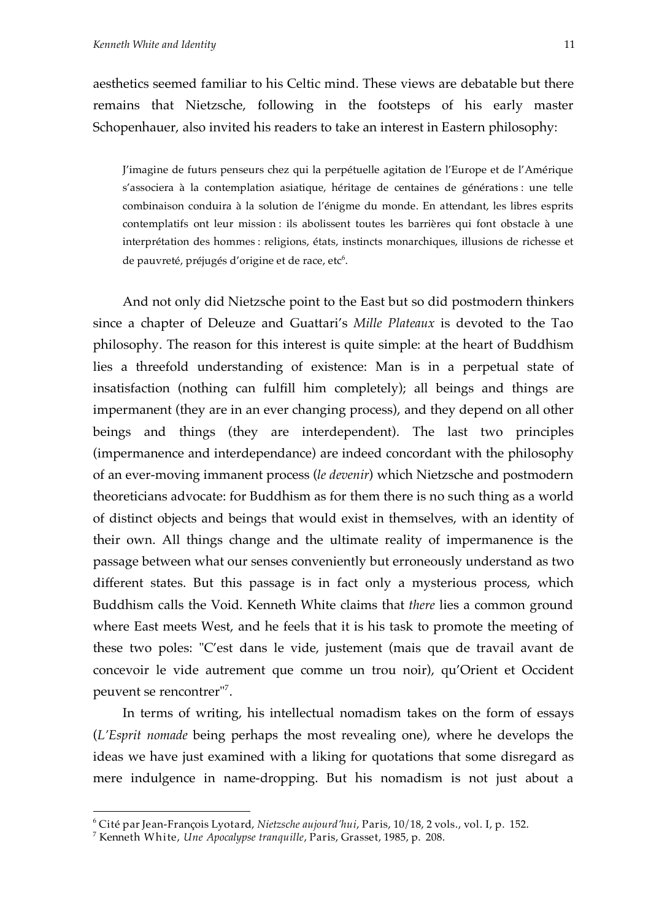aesthetics seemed familiar to his Celtic mind. These views are debatable but there remains that Nietzsche, following in the footsteps of his early master Schopenhauer, also invited his readers to take an interest in Eastern philosophy:

> J'imagine de futurs penseurs chez qui la perpétuelle agitation de l'Europe et de l'Amérique s'associera à la contemplation asiatique, héritage de centaines de générations : une telle combinaison conduira à la solution de l'énigme du monde. En attendant, les libres esprits contemplatifs ont leur mission : ils abolissent toutes les barrières qui font obstacle à une interprétation des hommes : religions, états, instincts monarchiques, illusions de richesse et de pauvreté, préjugés d'origine et de race, etc[6].

And not only did Nietzsche point to the East but so did postmodern thinkers since a chapter of Deleuze and Guattari's *Mille Plateaux* is devoted to the Tao philosophy. The reason for this interest is quite simple: at the heart of Buddhism lies a threefold understanding of existence: Man is in a perpetual state of insatisfaction (nothing can fulfill him completely); all beings and things are impermanent (they are in an ever changing process), and they depend on all other beings and things (they are interdependent). The last two principles (impermanence and interdependance) are indeed concordant with the philosophy of an ever-moving immanent process (*le devenir*) which Nietzsche and postmodern theoreticians advocate: for Buddhism as for them there is no such thing as a world of distinct objects and beings that would exist in themselves, with an identity of their own. All things change and the ultimate reality of impermanence is the passage between what our senses conveniently but erroneously understand as two different states. But this passage is in fact only a mysterious process, which Buddhism calls the Void. Kenneth White claims that *there* lies a common ground where East meets West, and he feels that it is his task to promote the meeting of these two poles: "C'est dans le vide, justement (mais que de travail avant de concevoir le vide autrement que comme un trou noir), qu'Orient et Occident peuvent se rencontrer"[7].

In terms of writing, his intellectual nomadism takes on the form of essays (*L'Esprit nomade* being perhaps the most revealing one), where he develops the ideas we have just examined with a liking for quotations that some disregard as mere indulgence in name-dropping. But his nomadism is not just about a

---

[6] Cité par Jean-François Lyotard, *Nietzsche aujourd'hui*, Paris, 10/18, 2 vols., vol. I, p. 152.

[7] Kenneth White, *Une Apocalypse tranquille*, Paris, Grasset, 1985, p. 208.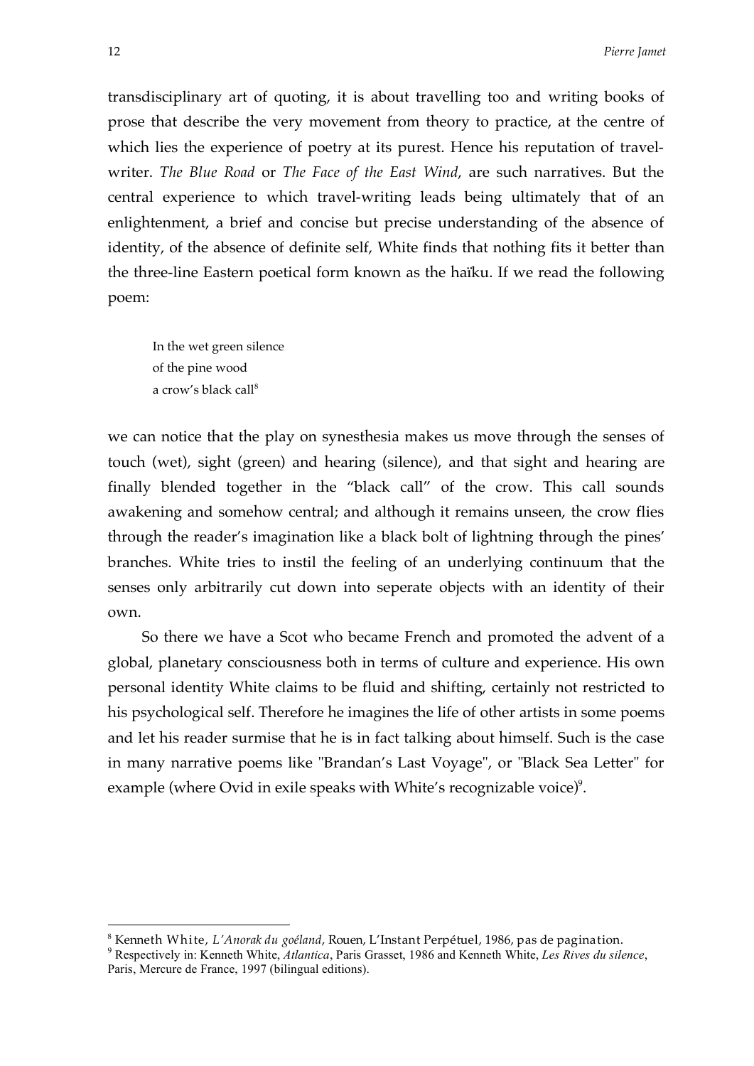transdisciplinary art of quoting, it is about travelling too and writing books of prose that describe the very movement from theory to practice, at the centre of which lies the experience of poetry at its purest. Hence his reputation of travel-writer. *The Blue Road* or *The Face of the East Wind*, are such narratives. But the central experience to which travel-writing leads being ultimately that of an enlightenment, a brief and concise but precise understanding of the absence of identity, of the absence of definite self, White finds that nothing fits it better than the three-line Eastern poetical form known as the haïku. If we read the following poem:

> In the wet green silence
> of the pine wood
> a crow's black call[8]

we can notice that the play on synesthesia makes us move through the senses of touch (wet), sight (green) and hearing (silence), and that sight and hearing are finally blended together in the "black call" of the crow. This call sounds awakening and somehow central; and although it remains unseen, the crow flies through the reader's imagination like a black bolt of lightning through the pines' branches. White tries to instil the feeling of an underlying continuum that the senses only arbitrarily cut down into seperate objects with an identity of their own.

So there we have a Scot who became French and promoted the advent of a global, planetary consciousness both in terms of culture and experience. His own personal identity White claims to be fluid and shifting, certainly not restricted to his psychological self. Therefore he imagines the life of other artists in some poems and let his reader surmise that he is in fact talking about himself. Such is the case in many narrative poems like "Brandan's Last Voyage", or "Black Sea Letter" for example (where Ovid in exile speaks with White's recognizable voice)[9].

---

[8] Kenneth White, *L'Anorak du goéland*, Rouen, L'Instant Perpétuel, 1986, pas de pagination.

[9] Respectively in: Kenneth White, *Atlantica*, Paris Grasset, 1986 and Kenneth White, *Les Rives du silence*, Paris, Mercure de France, 1997 (bilingual editions).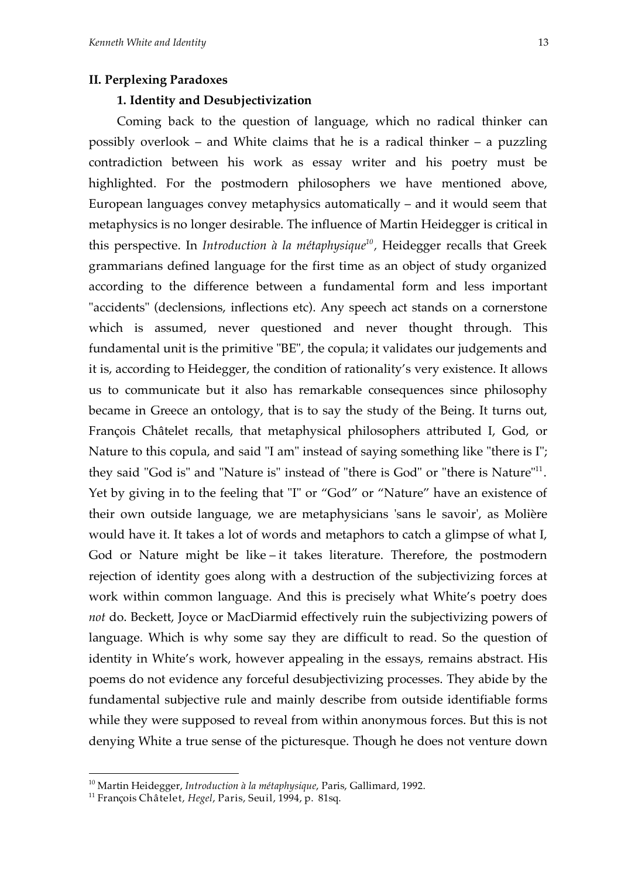## II. Perplexing Paradoxes

### 1. Identity and Desubjectivization

Coming back to the question of language, which no radical thinker can possibly overlook – and White claims that he is a radical thinker – a puzzling contradiction between his work as essay writer and his poetry must be highlighted. For the postmodern philosophers we have mentioned above, European languages convey metaphysics automatically – and it would seem that metaphysics is no longer desirable. The influence of Martin Heidegger is critical in this perspective. In *Introduction à la métaphysique*[10], Heidegger recalls that Greek grammarians defined language for the first time as an object of study organized according to the difference between a fundamental form and less important "accidents" (declensions, inflections etc). Any speech act stands on a cornerstone which is assumed, never questioned and never thought through. This fundamental unit is the primitive "BE", the copula; it validates our judgements and it is, according to Heidegger, the condition of rationality's very existence. It allows us to communicate but it also has remarkable consequences since philosophy became in Greece an ontology, that is to say the study of the Being. It turns out, François Châtelet recalls, that metaphysical philosophers attributed I, God, or Nature to this copula, and said "I am" instead of saying something like "there is I"; they said "God is" and "Nature is" instead of "there is God" or "there is Nature"[11]. Yet by giving in to the feeling that "I" or "God" or "Nature" have an existence of their own outside language, we are metaphysicians 'sans le savoir', as Molière would have it. It takes a lot of words and metaphors to catch a glimpse of what I, God or Nature might be like – it takes literature. Therefore, the postmodern rejection of identity goes along with a destruction of the subjectivizing forces at work within common language. And this is precisely what White's poetry does *not* do. Beckett, Joyce or MacDiarmid effectively ruin the subjectivizing powers of language. Which is why some say they are difficult to read. So the question of identity in White's work, however appealing in the essays, remains abstract. His poems do not evidence any forceful desubjectivizing processes. They abide by the fundamental subjective rule and mainly describe from outside identifiable forms while they were supposed to reveal from within anonymous forces. But this is not denying White a true sense of the picturesque. Though he does not venture down

[10] Martin Heidegger, *Introduction à la métaphysique*, Paris, Gallimard, 1992.

[11] François Châtelet, *Hegel*, Paris, Seuil, 1994, p. 81sq.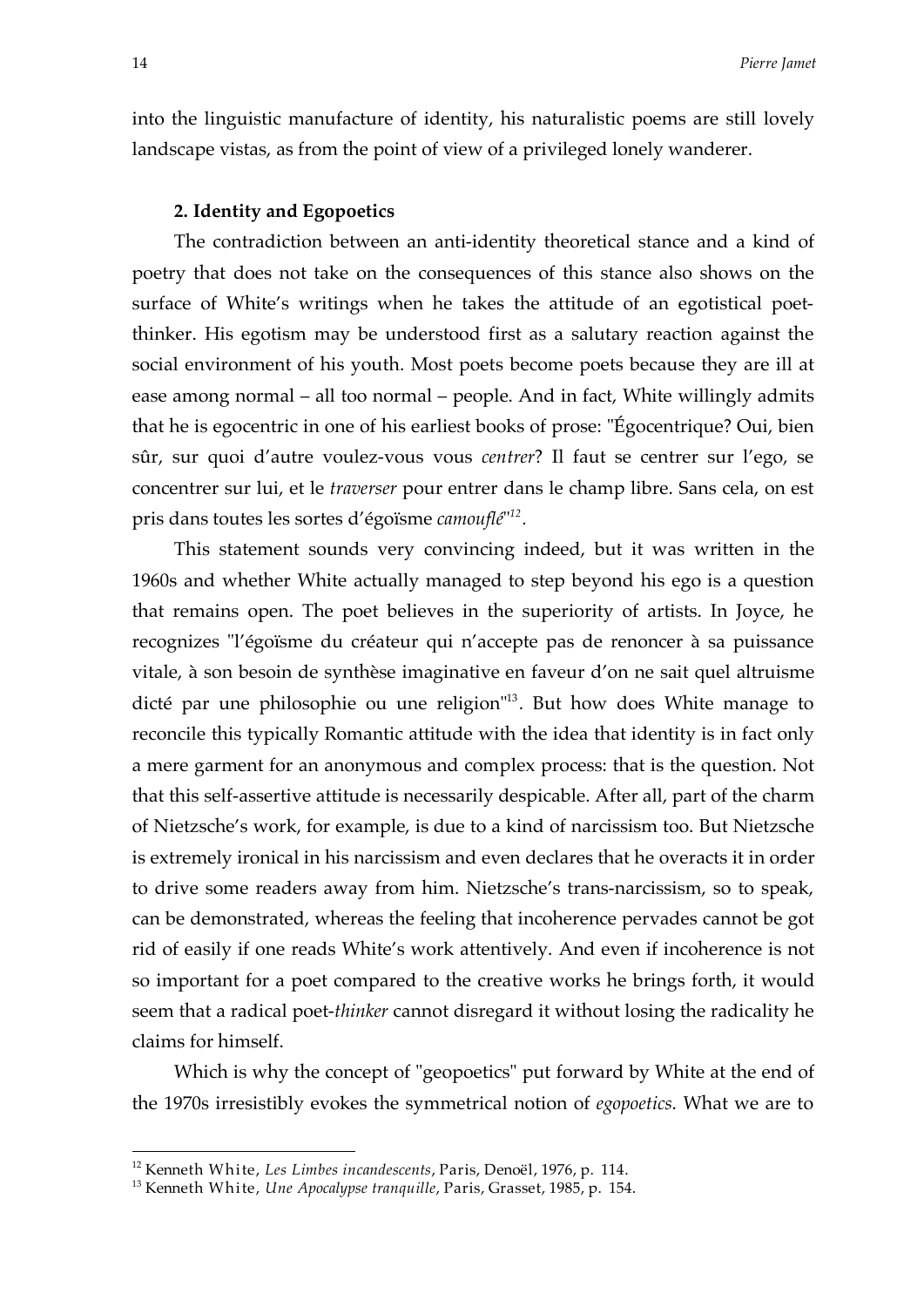into the linguistic manufacture of identity, his naturalistic poems are still lovely landscape vistas, as from the point of view of a privileged lonely wanderer.

**2. Identity and Egopoetics**

The contradiction between an anti-identity theoretical stance and a kind of poetry that does not take on the consequences of this stance also shows on the surface of White's writings when he takes the attitude of an egotistical poet-thinker. His egotism may be understood first as a salutary reaction against the social environment of his youth. Most poets become poets because they are ill at ease among normal – all too normal – people. And in fact, White willingly admits that he is egocentric in one of his earliest books of prose: "Égocentrique? Oui, bien sûr, sur quoi d'autre voulez-vous vous *centrer*? Il faut se centrer sur l'ego, se concentrer sur lui, et le *traverser* pour entrer dans le champ libre. Sans cela, on est pris dans toutes les sortes d'égoïsme *camouflé*"[12].

This statement sounds very convincing indeed, but it was written in the 1960s and whether White actually managed to step beyond his ego is a question that remains open. The poet believes in the superiority of artists. In Joyce, he recognizes "l'égoïsme du créateur qui n'accepte pas de renoncer à sa puissance vitale, à son besoin de synthèse imaginative en faveur d'on ne sait quel altruisme dicté par une philosophie ou une religion"[13]. But how does White manage to reconcile this typically Romantic attitude with the idea that identity is in fact only a mere garment for an anonymous and complex process: that is the question. Not that this self-assertive attitude is necessarily despicable. After all, part of the charm of Nietzsche's work, for example, is due to a kind of narcissism too. But Nietzsche is extremely ironical in his narcissism and even declares that he overacts it in order to drive some readers away from him. Nietzsche's trans-narcissism, so to speak, can be demonstrated, whereas the feeling that incoherence pervades cannot be got rid of easily if one reads White's work attentively. And even if incoherence is not so important for a poet compared to the creative works he brings forth, it would seem that a radical poet-*thinker* cannot disregard it without losing the radicality he claims for himself.

Which is why the concept of "geopoetics" put forward by White at the end of the 1970s irresistibly evokes the symmetrical notion of *egopoetics*. What we are to

---

[12] Kenneth White, *Les Limbes incandescents*, Paris, Denoël, 1976, p. 114.

[13] Kenneth White, *Une Apocalypse tranquille*, Paris, Grasset, 1985, p. 154.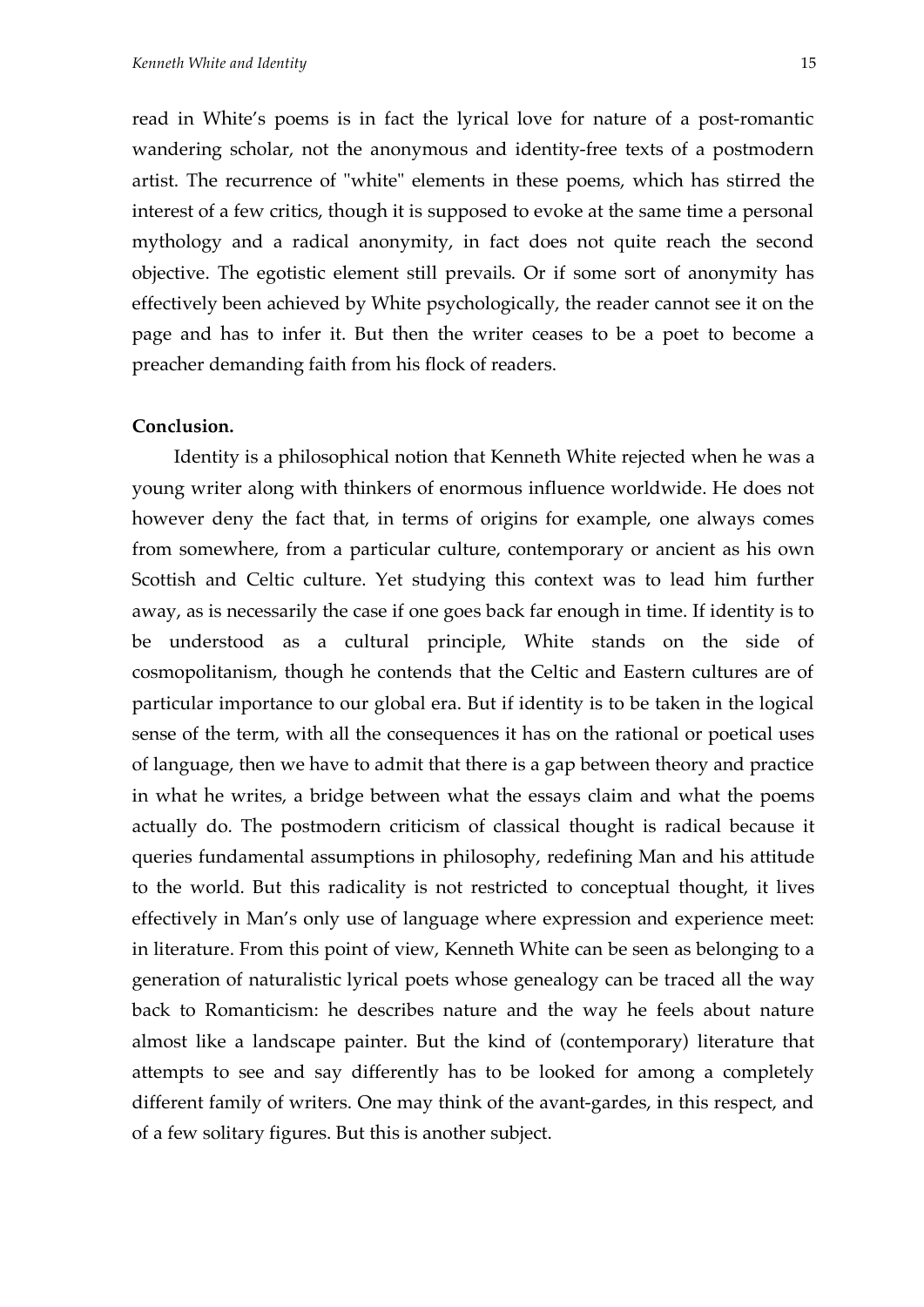read in White's poems is in fact the lyrical love for nature of a post-romantic wandering scholar, not the anonymous and identity-free texts of a postmodern artist. The recurrence of "white" elements in these poems, which has stirred the interest of a few critics, though it is supposed to evoke at the same time a personal mythology and a radical anonymity, in fact does not quite reach the second objective. The egotistic element still prevails. Or if some sort of anonymity has effectively been achieved by White psychologically, the reader cannot see it on the page and has to infer it. But then the writer ceases to be a poet to become a preacher demanding faith from his flock of readers.

**Conclusion.**

Identity is a philosophical notion that Kenneth White rejected when he was a young writer along with thinkers of enormous influence worldwide. He does not however deny the fact that, in terms of origins for example, one always comes from somewhere, from a particular culture, contemporary or ancient as his own Scottish and Celtic culture. Yet studying this context was to lead him further away, as is necessarily the case if one goes back far enough in time. If identity is to be understood as a cultural principle, White stands on the side of cosmopolitanism, though he contends that the Celtic and Eastern cultures are of particular importance to our global era. But if identity is to be taken in the logical sense of the term, with all the consequences it has on the rational or poetical uses of language, then we have to admit that there is a gap between theory and practice in what he writes, a bridge between what the essays claim and what the poems actually do. The postmodern criticism of classical thought is radical because it queries fundamental assumptions in philosophy, redefining Man and his attitude to the world. But this radicality is not restricted to conceptual thought, it lives effectively in Man's only use of language where expression and experience meet: in literature. From this point of view, Kenneth White can be seen as belonging to a generation of naturalistic lyrical poets whose genealogy can be traced all the way back to Romanticism: he describes nature and the way he feels about nature almost like a landscape painter. But the kind of (contemporary) literature that attempts to see and say differently has to be looked for among a completely different family of writers. One may think of the avant-gardes, in this respect, and of a few solitary figures. But this is another subject.